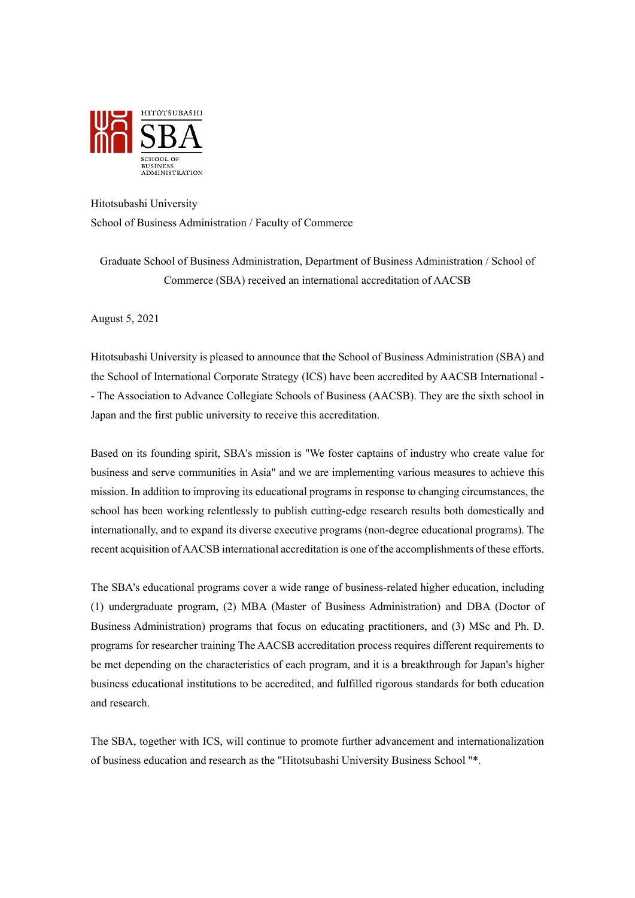HITOTSUBASHI
SBA
SCHOOL OF BUSINESS ADMINISTRATION

Hitotsubashi University
School of Business Administration / Faculty of Commerce

## Graduate School of Business Administration, Department of Business Administration / School of Commerce (SBA) received an international accreditation of AACSB

August 5, 2021

Hitotsubashi University is pleased to announce that the School of Business Administration (SBA) and the School of International Corporate Strategy (ICS) have been accredited by AACSB International -- The Association to Advance Collegiate Schools of Business (AACSB). They are the sixth school in Japan and the first public university to receive this accreditation.

Based on its founding spirit, SBA's mission is "We foster captains of industry who create value for business and serve communities in Asia" and we are implementing various measures to achieve this mission. In addition to improving its educational programs in response to changing circumstances, the school has been working relentlessly to publish cutting-edge research results both domestically and internationally, and to expand its diverse executive programs (non-degree educational programs). The recent acquisition of AACSB international accreditation is one of the accomplishments of these efforts.

The SBA's educational programs cover a wide range of business-related higher education, including (1) undergraduate program, (2) MBA (Master of Business Administration) and DBA (Doctor of Business Administration) programs that focus on educating practitioners, and (3) MSc and Ph. D. programs for researcher training The AACSB accreditation process requires different requirements to be met depending on the characteristics of each program, and it is a breakthrough for Japan's higher business educational institutions to be accredited, and fulfilled rigorous standards for both education and research.

The SBA, together with ICS, will continue to promote further advancement and internationalization of business education and research as the "Hitotsubashi University Business School "*.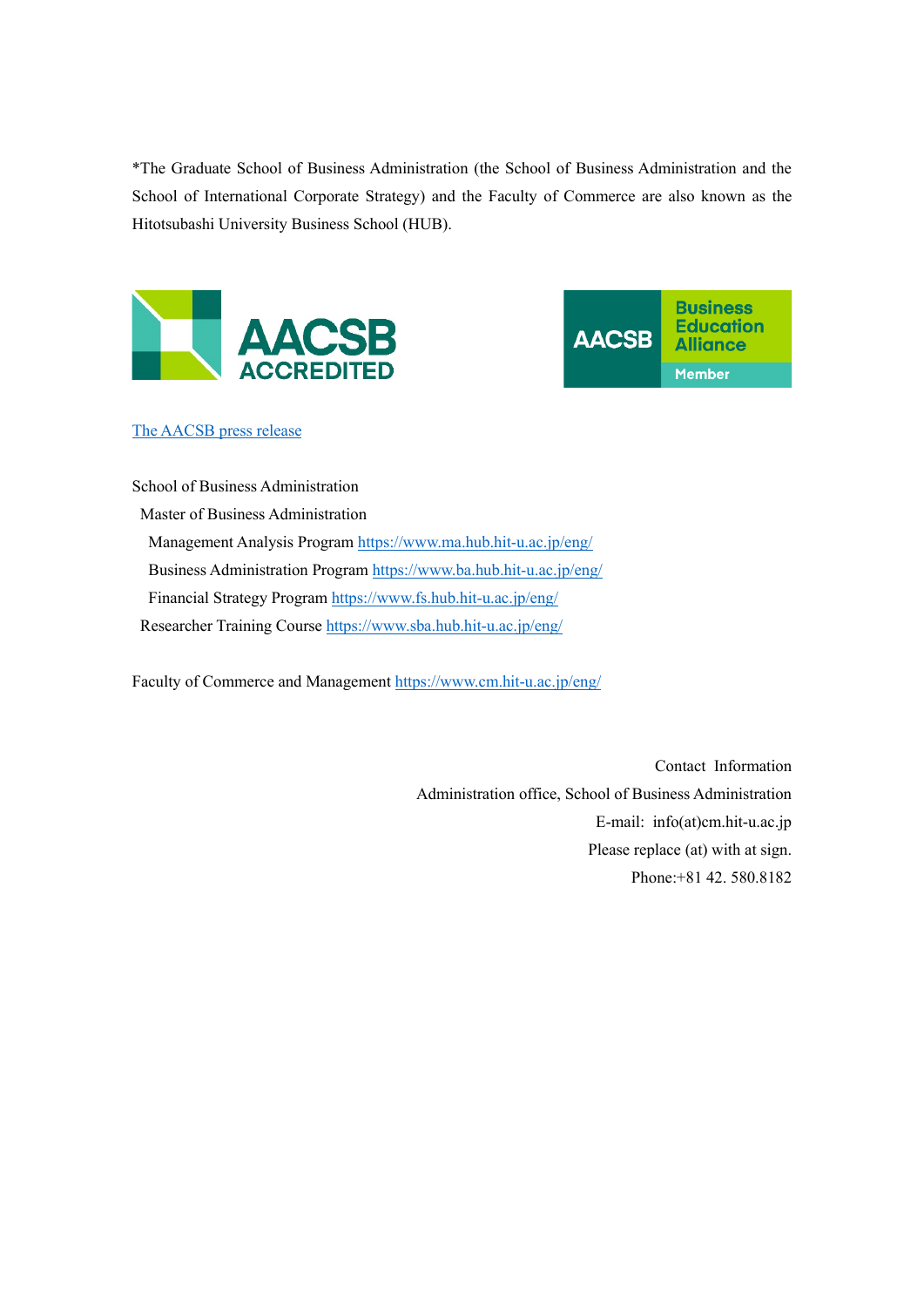*The Graduate School of Business Administration (the School of Business Administration and the School of International Corporate Strategy) and the Faculty of Commerce are also known as the Hitotsubashi University Business School (HUB).

The AACSB press release

School of Business Administration

Master of Business Administration

Management Analysis Program https://www.ma.hub.hit-u.ac.jp/eng/

Business Administration Program https://www.ba.hub.hit-u.ac.jp/eng/

Financial Strategy Program https://www.fs.hub.hit-u.ac.jp/eng/

Researcher Training Course https://www.sba.hub.hit-u.ac.jp/eng/

Faculty of Commerce and Management https://www.cm.hit-u.ac.jp/eng/

Contact Information

Administration office, School of Business Administration

E-mail: info(at)cm.hit-u.ac.jp

Please replace (at) with at sign.

Phone:+81 42. 580.8182